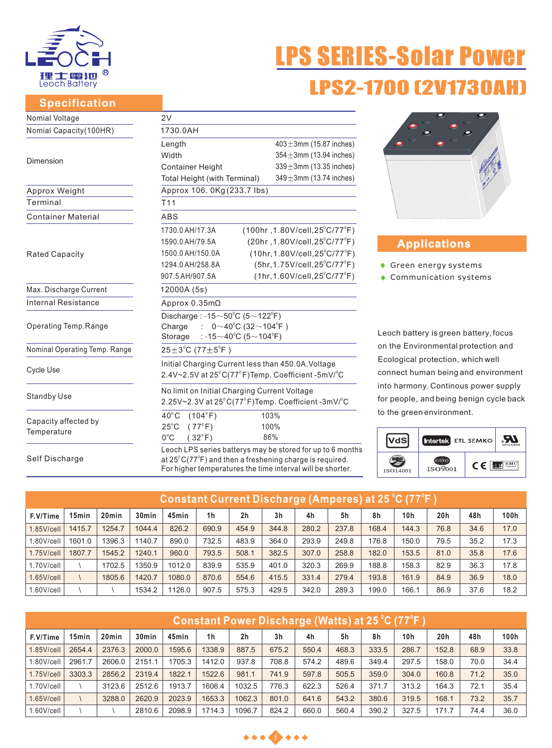# LPS SERIES-Solar Power

## LPS2-1700 (2V1730AH)

## Specification

| | | |
|---|---|---|
| Nomial Voltage | 2V | |
| Nomial Capacity(100HR) | 1730.0AH | |
| Dimension | Length | 403±3mm (15.87 inches) |
| | Width | 354±3mm (13.94 inches) |
| | Container Height | 339±3mm (13.35 inches) |
| | Total Height (with Terminal) | 349±3mm (13.74 inches) |
| Approx Weight | Approx 106. 0Kg(233.7 lbs) | |
| Terminal | T11 | |
| Container Material | ABS | |
| Rated Capacity | 1730.0 AH/17.3A | (100hr ,1.80V/cell,25°C/77°F) |
| | 1590.0 AH/79.5A | (20hr ,1.80V/cell,25°C/77°F) |
| | 1500.0 AH/150.0A | (10hr,1.80V/cell,25°C/77°F) |
| | 1294.0 AH/258.8A | (5hr,1.75V/cell,25°C/77°F) |
| | 907.5 AH/907.5A | (1hr,1.60V/cell,25°C/77°F) |
| Max. Discharge Current | 12000A (5s) | |
| Internal Resistance | Approx 0.35mΩ | |
| Operating Temp.Range | Discharge : -15~50°C (5~122°F) | |
| | Charge : 0~40°C (32~104°F ) | |
| | Storage : -15~40°C (5~104°F) | |
| Nominal Operating Temp. Range | 25±3°C (77±5°F ) | |
| Cycle Use | Initial Charging Current less than 450.0A.Voltage 2.4V~2.5V at 25°C(77°F)Temp. Coefficient -5mV/°C | |
| Standby Use | No limit on Initial Charging Current Voltage 2.25V~2.3V at 25°C(77°F)Temp. Coefficient -3mV/°C | |
| Capacity affected by Temperature | 40°C (104°F) | 103% |
| | 25°C (77°F) | 100% |
| | 0°C (32°F) | 86% |
| Self Discharge | Leoch LPS series batterys may be stored for up to 6 months at 25°C(77°F) and then a freshening charge is required. For higher temperatures the time interval will be shorter. | |

## Applications

- Green energy systems
- Communication systems

Leoch battery is green battery, focus on the Environmental protection and Ecological protection, which well connect human being and environment into harmony. Continous power supply for people, and being benign cycle back to the green environment.

## Constant Current Discharge (Amperes) at 25 °C (77°F )

| F.V/Time | 15min | 20min | 30min | 45min | 1h | 2h | 3h | 4h | 5h | 8h | 10h | 20h | 48h | 100h |
|---|---|---|---|---|---|---|---|---|---|---|---|---|---|---|
| 1.85V/cell | 1415.7 | 1254.7 | 1044.4 | 826.2 | 690.9 | 454.9 | 344.8 | 280.2 | 237.8 | 168.4 | 144.3 | 76.8 | 34.6 | 17.0 |
| 1.80V/cell | 1601.0 | 1396.3 | 1140.7 | 890.0 | 732.5 | 483.9 | 364.0 | 293.9 | 249.8 | 176.8 | 150.0 | 79.5 | 35.2 | 17.3 |
| 1.75V/cell | 1807.7 | 1545.2 | 1240.1 | 960.0 | 793.5 | 508.1 | 382.5 | 307.0 | 258.8 | 182.0 | 153.5 | 81.0 | 35.8 | 17.6 |
| 1.70V/cell | \ | 1702.5 | 1350.9 | 1012.0 | 839.9 | 535.9 | 401.0 | 320.3 | 269.9 | 188.8 | 158.3 | 82.9 | 36.3 | 17.8 |
| 1.65V/cell | \ | 1805.6 | 1420.7 | 1080.0 | 870.6 | 554.6 | 415.5 | 331.4 | 279.4 | 193.8 | 161.9 | 84.9 | 36.9 | 18.0 |
| 1.60V/cell | \ | \ | 1534.2 | 1126.0 | 907.5 | 575.3 | 429.5 | 342.0 | 289.3 | 199.0 | 166.1 | 86.9 | 37.6 | 18.2 |

## Constant Power Discharge (Watts) at 25 °C (77°F )

| F.V/Time | 15min | 20min | 30min | 45min | 1h | 2h | 3h | 4h | 5h | 8h | 10h | 20h | 48h | 100h |
|---|---|---|---|---|---|---|---|---|---|---|---|---|---|---|
| 1.85V/cell | 2654.4 | 2376.3 | 2000.0 | 1595.6 | 1338.9 | 887.5 | 675.2 | 550.4 | 468.3 | 333.5 | 286.7 | 152.8 | 68.9 | 33.8 |
| 1.80V/cell | 2961.7 | 2606.0 | 2151.1 | 1705.3 | 1412.0 | 937.8 | 708.8 | 574.2 | 489.6 | 349.4 | 297.5 | 158.0 | 70.0 | 34.4 |
| 1.75V/cell | 3303.3 | 2856.2 | 2319.4 | 1822.1 | 1522.6 | 981.1 | 741.9 | 597.8 | 505.5 | 359.0 | 304.0 | 160.8 | 71.2 | 35.0 |
| 1.70V/cell | \ | 3123.6 | 2512.6 | 1913.7 | 1606.4 | 1032.5 | 776.3 | 622.3 | 526.4 | 371.7 | 313.2 | 164.3 | 72.1 | 35.4 |
| 1.65V/cell | \ | 3288.0 | 2620.9 | 2023.9 | 1653.3 | 1062.3 | 801.0 | 641.6 | 543.2 | 380.6 | 319.5 | 168.1 | 73.2 | 35.7 |
| 1.60V/cell | \ | \ | 2810.6 | 2098.9 | 1714.3 | 1096.7 | 824.2 | 660.0 | 560.4 | 390.2 | 327.5 | 171.7 | 74.4 | 36.0 |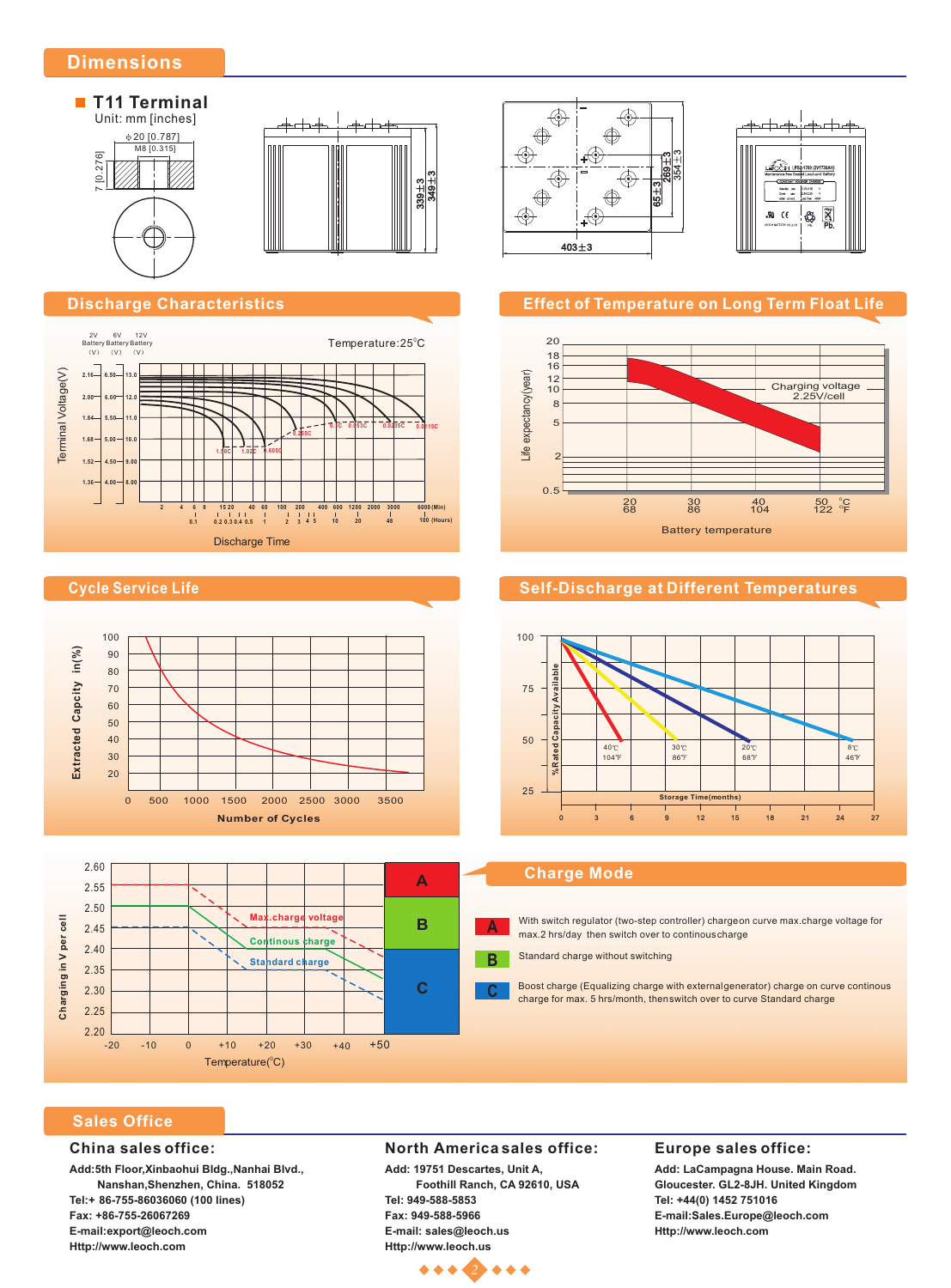## Dimensions

### T11 Terminal

Unit: mm [inches]

φ20 [0.787]
M8 [0.315]
7 [0.276]

339±3
349±3
269±3
354±3
65±3
403±3

## Discharge Characteristics

2V Battery (V) 6V Battery (V) 12V Battery (V)

Temperature:25°C

Terminal Voltage(V)

2.16 6.50 13.0
2.00 6.00 12.0
1.84 5.50 11.0
1.68 5.00 10.0
1.52 4.50 9.00
1.36 4.00 8.00

1.38C 1.02C 0.605C 0.255C 0.1C 0.051C 0.0235C 0.0115C

2 4 6 8 15 20 40 60 100 200 400 600 1200 2000 3000 6000 (Min)
0.1 0.2 0.3 0.4 0.5 1 2 3 4 5 10 20 48 100 (Hours)

Discharge Time

## Effect of Temperature on Long Term Float Life

Life expectancy(year)

20 18 16 12 10 8 5 2 0.5

Charging voltage 2.25V/cell

20 68 30 86 40 104 50 122 °C °F

Battery temperature

## Cycle Service Life

Extracted Capcity in(%)

100 90 80 70 60 50 40 30 20

0 500 1000 1500 2000 2500 3000 3500

Number of Cycles

## Self-Discharge at Different Temperatures

%Rated Capacity Available

100 75 50 25

40℃ 104℉
30℃ 86℉
20℃ 68℉
8℃ 46℉

Storage Time(months)

0 3 6 9 12 15 18 21 24 27

## Charge Mode

Charging in V per cell

2.60 2.55 2.50 2.45 2.40 2.35 2.30 2.25 2.20

-20 -10 0 +10 +20 +30 +40 +50

Temperature(°C)

Max.charge voltage
Continous charge
Standard charge

A B C

**A** With switch regulator (two-step controller) chargeon curve max.charge voltage for max.2 hrs/day then switch over to continouscharge

**B** Standard charge without switching

**C** Boost charge (Equalizing charge with externalgenerator) charge on curve continous charge for max. 5 hrs/month, thenswitch over to curve Standard charge

## Sales Office

### China sales office:

**Add:5th Floor,Xinbaohui Bldg.,Nanhai Blvd.,**
**Nanshan,Shenzhen, China. 518052**
**Tel:+ 86-755-86036060 (100 lines)**
**Fax: +86-755-26067269**
**E-mail:export@leoch.com**
**Http://www.leoch.com**

### North America sales office:

**Add: 19751 Descartes, Unit A,**
**Foothill Ranch, CA 92610, USA**
**Tel: 949-588-5853**
**Fax: 949-588-5966**
**E-mail: sales@leoch.us**
**Http://www.leoch.us**

### Europe sales office:

**Add: LaCampagna House. Main Road.**
**Gloucester. GL2-8JH. United Kingdom**
**Tel: +44(0) 1452 751016**
**E-mail:Sales.Europe@leoch.com**
**Http://www.leoch.com**